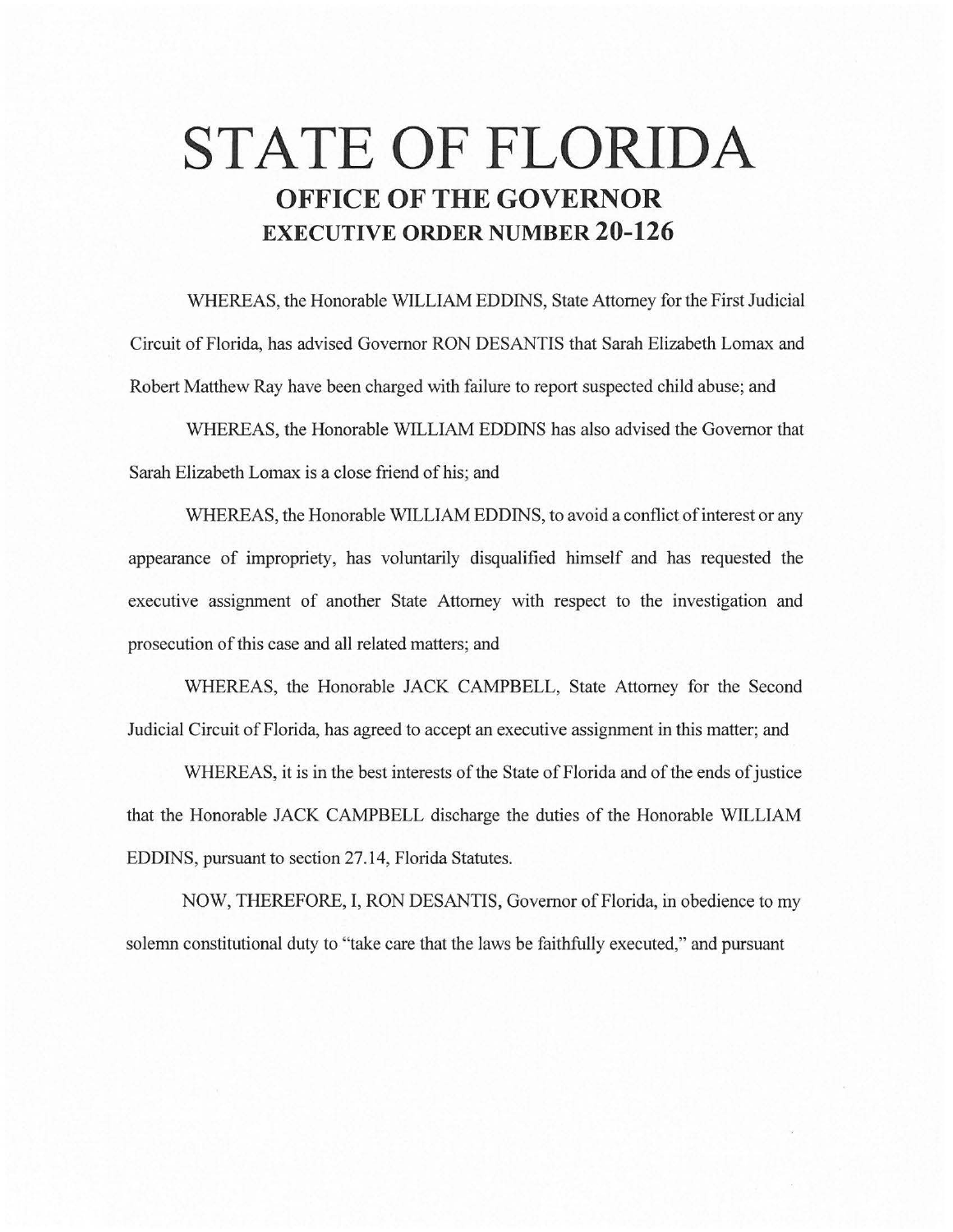# STATE OF FLORIDA

## OFFICE OF THE GOVERNOR

## EXECUTIVE ORDER NUMBER 20-126

WHEREAS, the Honorable WILLIAM EDDINS, State Attorney for the First Judicial Circuit of Florida, has advised Governor RON DESANTIS that Sarah Elizabeth Lomax and Robert Matthew Ray have been charged with failure to report suspected child abuse; and

WHEREAS, the Honorable WILLIAM EDDINS has also advised the Governor that Sarah Elizabeth Lomax is a close friend of his; and

WHEREAS, the Honorable WILLIAM EDDINS, to avoid a conflict of interest or any appearance of impropriety, has voluntarily disqualified himself and has requested the executive assignment of another State Attorney with respect to the investigation and prosecution of this case and all related matters; and

WHEREAS, the Honorable JACK CAMPBELL, State Attorney for the Second Judicial Circuit of Florida, has agreed to accept an executive assignment in this matter; and

WHEREAS, it is in the best interests of the State of Florida and of the ends of justice that the Honorable JACK CAMPBELL discharge the duties of the Honorable WILLIAM EDDINS, pursuant to section 27.14, Florida Statutes.

NOW, THEREFORE, I, RON DESANTIS, Governor of Florida, in obedience to my solemn constitutional duty to "take care that the laws be faithfully executed," and pursuant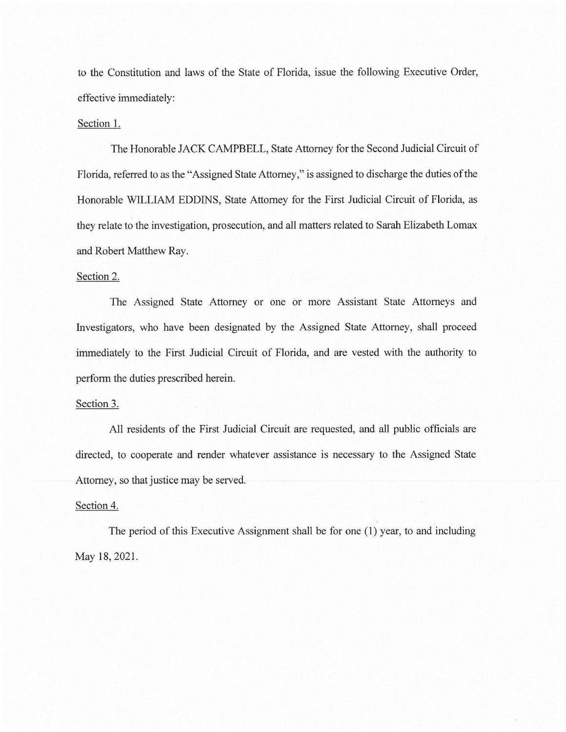to the Constitution and laws of the State of Florida, issue the following Executive Order, effective immediately:

Section 1.

The Honorable JACK CAMPBELL, State Attorney for the Second Judicial Circuit of Florida, referred to as the "Assigned State Attorney," is assigned to discharge the duties of the Honorable WILLIAM EDDINS, State Attorney for the First Judicial Circuit of Florida, as they relate to the investigation, prosecution, and all matters related to Sarah Elizabeth Lomax and Robert Matthew Ray.

Section 2.

The Assigned State Attorney or one or more Assistant State Attorneys and Investigators, who have been designated by the Assigned State Attorney, shall proceed immediately to the First Judicial Circuit of Florida, and are vested with the authority to perform the duties prescribed herein.

Section 3.

All residents of the First Judicial Circuit are requested, and all public officials are directed, to cooperate and render whatever assistance is necessary to the Assigned State Attorney, so that justice may be served.

Section 4.

The period of this Executive Assignment shall be for one (1) year, to and including May 18, 2021.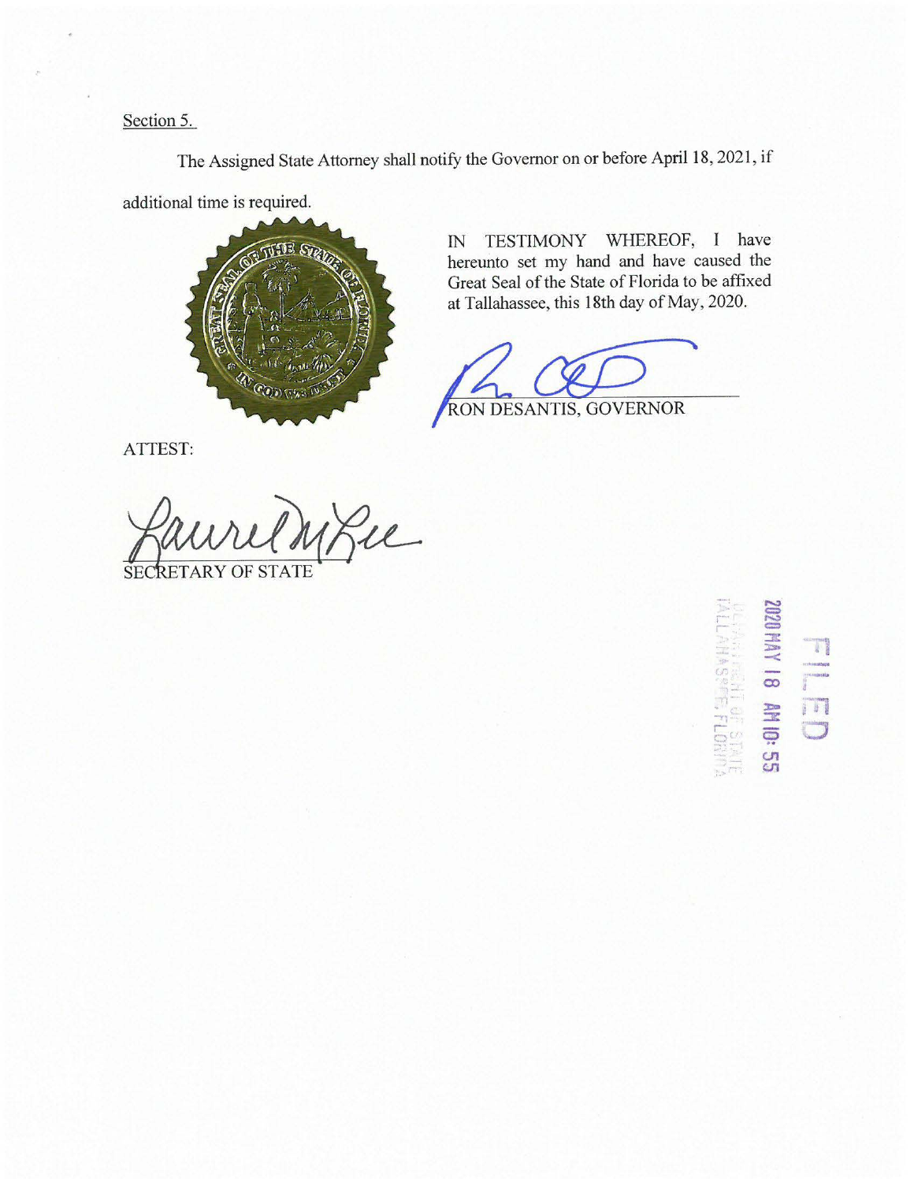Section 5.

The Assigned State Attorney shall notify the Governor on or before April 18, 2021, if additional time is required.

IN TESTIMONY WHEREOF, I have hereunto set my hand and have caused the Great Seal of the State of Florida to be affixed at Tallahassee, this 18th day of May, 2020.

RON DESANTIS, GOVERNOR

ATTEST:

SECRETARY OF STATE

FILED

2020 MAY 18 AM 10: 55

DEPARTMENT OF STATE
TALLAHASSEE, FLORIDA